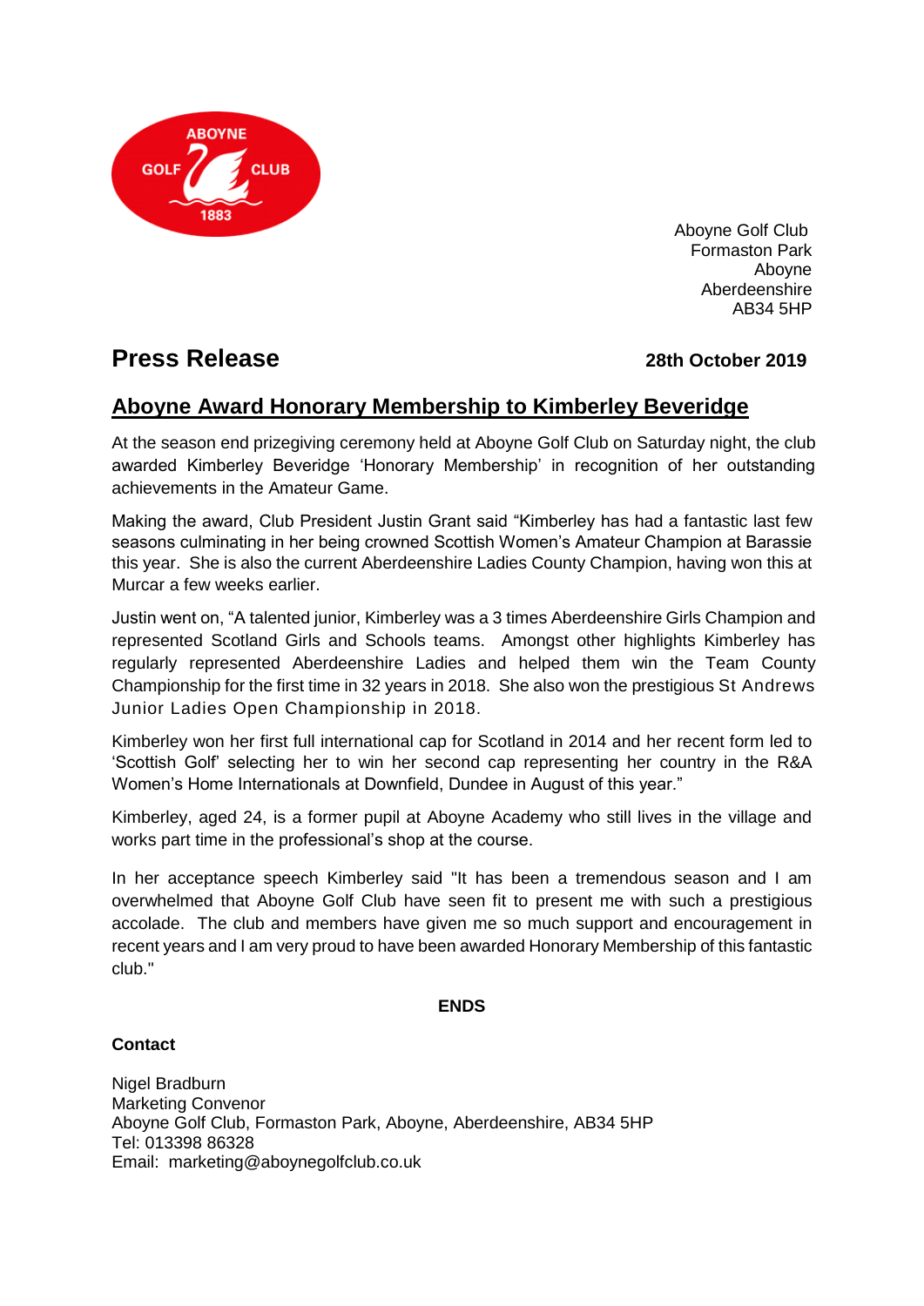Aboyne Golf Club
Formaston Park
Aboyne
Aberdeenshire
AB34 5HP

# Press Release

**28th October 2019**

## Aboyne Award Honorary Membership to Kimberley Beveridge

At the season end prizegiving ceremony held at Aboyne Golf Club on Saturday night, the club awarded Kimberley Beveridge 'Honorary Membership' in recognition of her outstanding achievements in the Amateur Game.

Making the award, Club President Justin Grant said "Kimberley has had a fantastic last few seasons culminating in her being crowned Scottish Women's Amateur Champion at Barassie this year. She is also the current Aberdeenshire Ladies County Champion, having won this at Murcar a few weeks earlier.

Justin went on, "A talented junior, Kimberley was a 3 times Aberdeenshire Girls Champion and represented Scotland Girls and Schools teams. Amongst other highlights Kimberley has regularly represented Aberdeenshire Ladies and helped them win the Team County Championship for the first time in 32 years in 2018. She also won the prestigious St Andrews Junior Ladies Open Championship in 2018.

Kimberley won her first full international cap for Scotland in 2014 and her recent form led to 'Scottish Golf' selecting her to win her second cap representing her country in the R&A Women's Home Internationals at Downfield, Dundee in August of this year."

Kimberley, aged 24, is a former pupil at Aboyne Academy who still lives in the village and works part time in the professional's shop at the course.

In her acceptance speech Kimberley said "It has been a tremendous season and I am overwhelmed that Aboyne Golf Club have seen fit to present me with such a prestigious accolade. The club and members have given me so much support and encouragement in recent years and I am very proud to have been awarded Honorary Membership of this fantastic club."

**ENDS**

**Contact**

Nigel Bradburn
Marketing Convenor
Aboyne Golf Club, Formaston Park, Aboyne, Aberdeenshire, AB34 5HP
Tel: 013398 86328
Email: marketing@aboynegolfclub.co.uk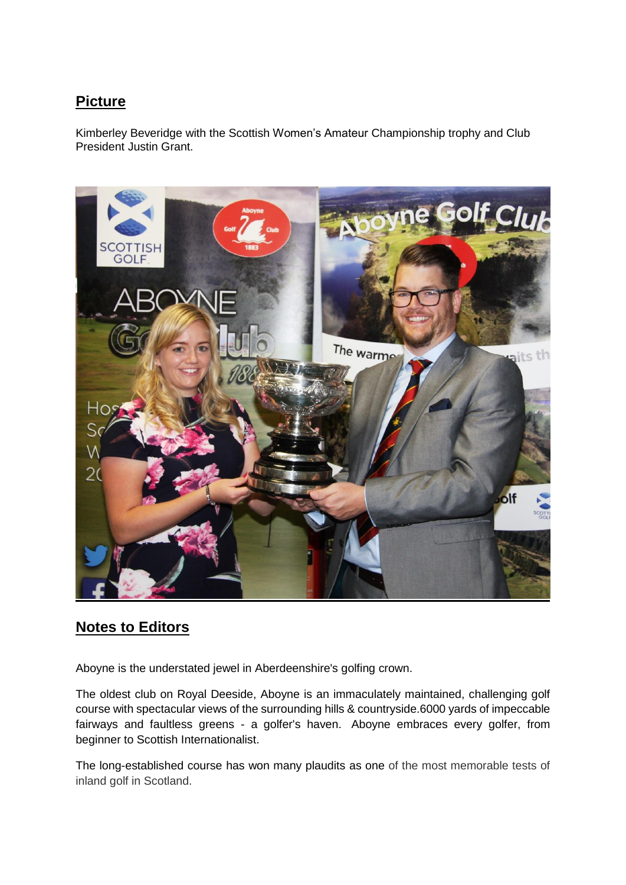## Picture

Kimberley Beveridge with the Scottish Women's Amateur Championship trophy and Club President Justin Grant.

## Notes to Editors

Aboyne is the understated jewel in Aberdeenshire's golfing crown.

The oldest club on Royal Deeside, Aboyne is an immaculately maintained, challenging golf course with spectacular views of the surrounding hills & countryside.6000 yards of impeccable fairways and faultless greens - a golfer's haven. Aboyne embraces every golfer, from beginner to Scottish Internationalist.

The long-established course has won many plaudits as one of the most memorable tests of inland golf in Scotland.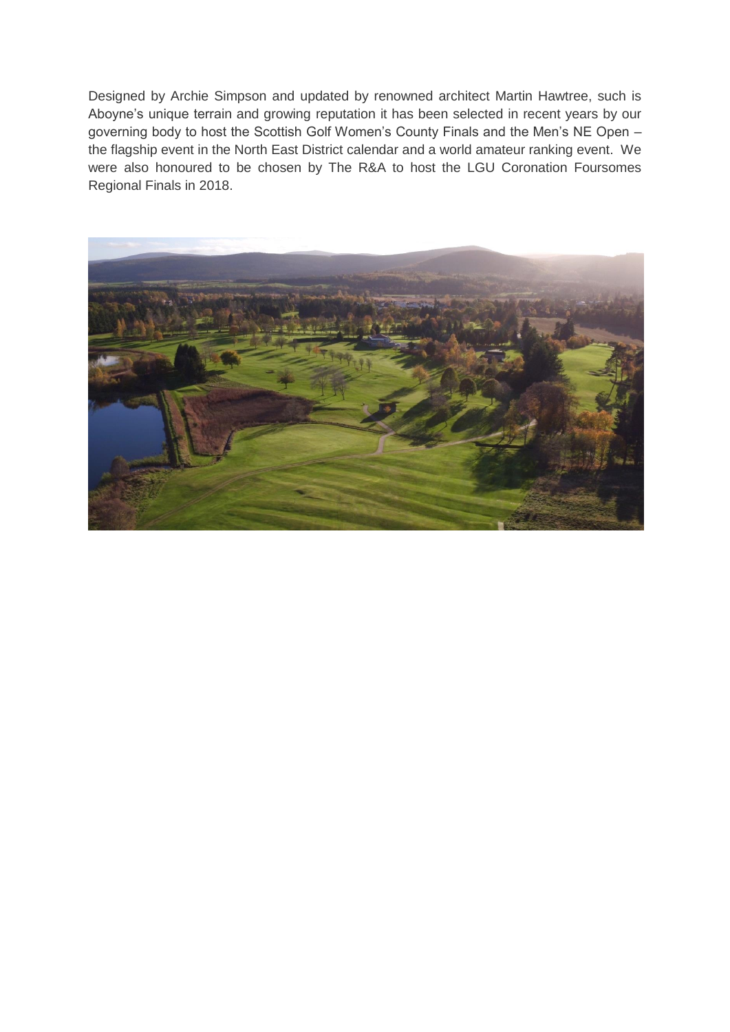Designed by Archie Simpson and updated by renowned architect Martin Hawtree, such is Aboyne's unique terrain and growing reputation it has been selected in recent years by our governing body to host the Scottish Golf Women's County Finals and the Men's NE Open – the flagship event in the North East District calendar and a world amateur ranking event. We were also honoured to be chosen by The R&A to host the LGU Coronation Foursomes Regional Finals in 2018.